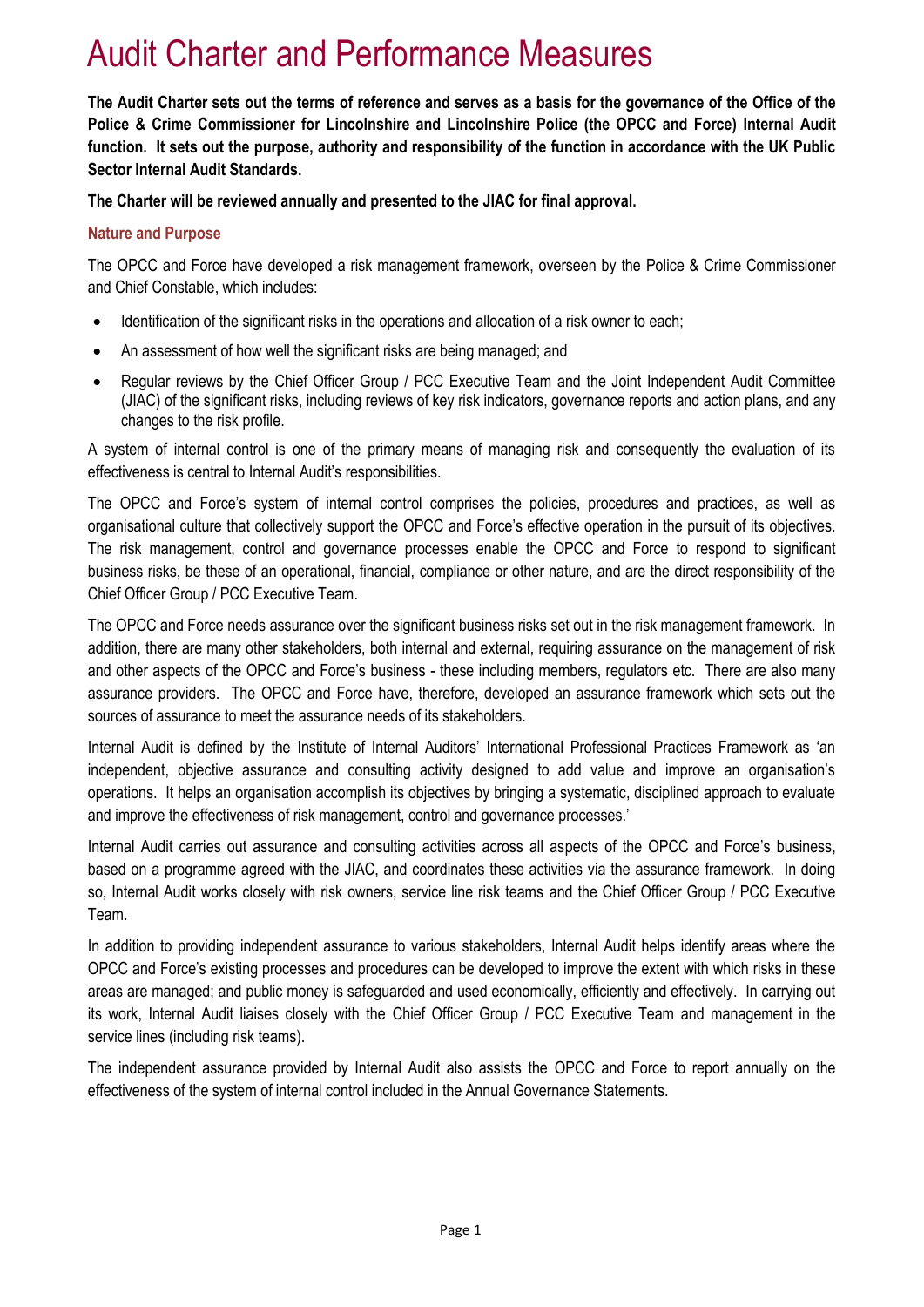# Audit Charter and Performance Measures

**The Audit Charter sets out the terms of reference and serves as a basis for the governance of the Office of the Police & Crime Commissioner for Lincolnshire and Lincolnshire Police (the OPCC and Force) Internal Audit function. It sets out the purpose, authority and responsibility of the function in accordance with the UK Public Sector Internal Audit Standards.**

**The Charter will be reviewed annually and presented to the JIAC for final approval.**

## Nature and Purpose

The OPCC and Force have developed a risk management framework, overseen by the Police & Crime Commissioner and Chief Constable, which includes:

- Identification of the significant risks in the operations and allocation of a risk owner to each;
- An assessment of how well the significant risks are being managed; and
- Regular reviews by the Chief Officer Group / PCC Executive Team and the Joint Independent Audit Committee (JIAC) of the significant risks, including reviews of key risk indicators, governance reports and action plans, and any changes to the risk profile.

A system of internal control is one of the primary means of managing risk and consequently the evaluation of its effectiveness is central to Internal Audit's responsibilities.

The OPCC and Force's system of internal control comprises the policies, procedures and practices, as well as organisational culture that collectively support the OPCC and Force's effective operation in the pursuit of its objectives. The risk management, control and governance processes enable the OPCC and Force to respond to significant business risks, be these of an operational, financial, compliance or other nature, and are the direct responsibility of the Chief Officer Group / PCC Executive Team.

The OPCC and Force needs assurance over the significant business risks set out in the risk management framework. In addition, there are many other stakeholders, both internal and external, requiring assurance on the management of risk and other aspects of the OPCC and Force's business - these including members, regulators etc. There are also many assurance providers. The OPCC and Force have, therefore, developed an assurance framework which sets out the sources of assurance to meet the assurance needs of its stakeholders.

Internal Audit is defined by the Institute of Internal Auditors' International Professional Practices Framework as 'an independent, objective assurance and consulting activity designed to add value and improve an organisation's operations. It helps an organisation accomplish its objectives by bringing a systematic, disciplined approach to evaluate and improve the effectiveness of risk management, control and governance processes.'

Internal Audit carries out assurance and consulting activities across all aspects of the OPCC and Force's business, based on a programme agreed with the JIAC, and coordinates these activities via the assurance framework. In doing so, Internal Audit works closely with risk owners, service line risk teams and the Chief Officer Group / PCC Executive Team.

In addition to providing independent assurance to various stakeholders, Internal Audit helps identify areas where the OPCC and Force's existing processes and procedures can be developed to improve the extent with which risks in these areas are managed; and public money is safeguarded and used economically, efficiently and effectively. In carrying out its work, Internal Audit liaises closely with the Chief Officer Group / PCC Executive Team and management in the service lines (including risk teams).

The independent assurance provided by Internal Audit also assists the OPCC and Force to report annually on the effectiveness of the system of internal control included in the Annual Governance Statements.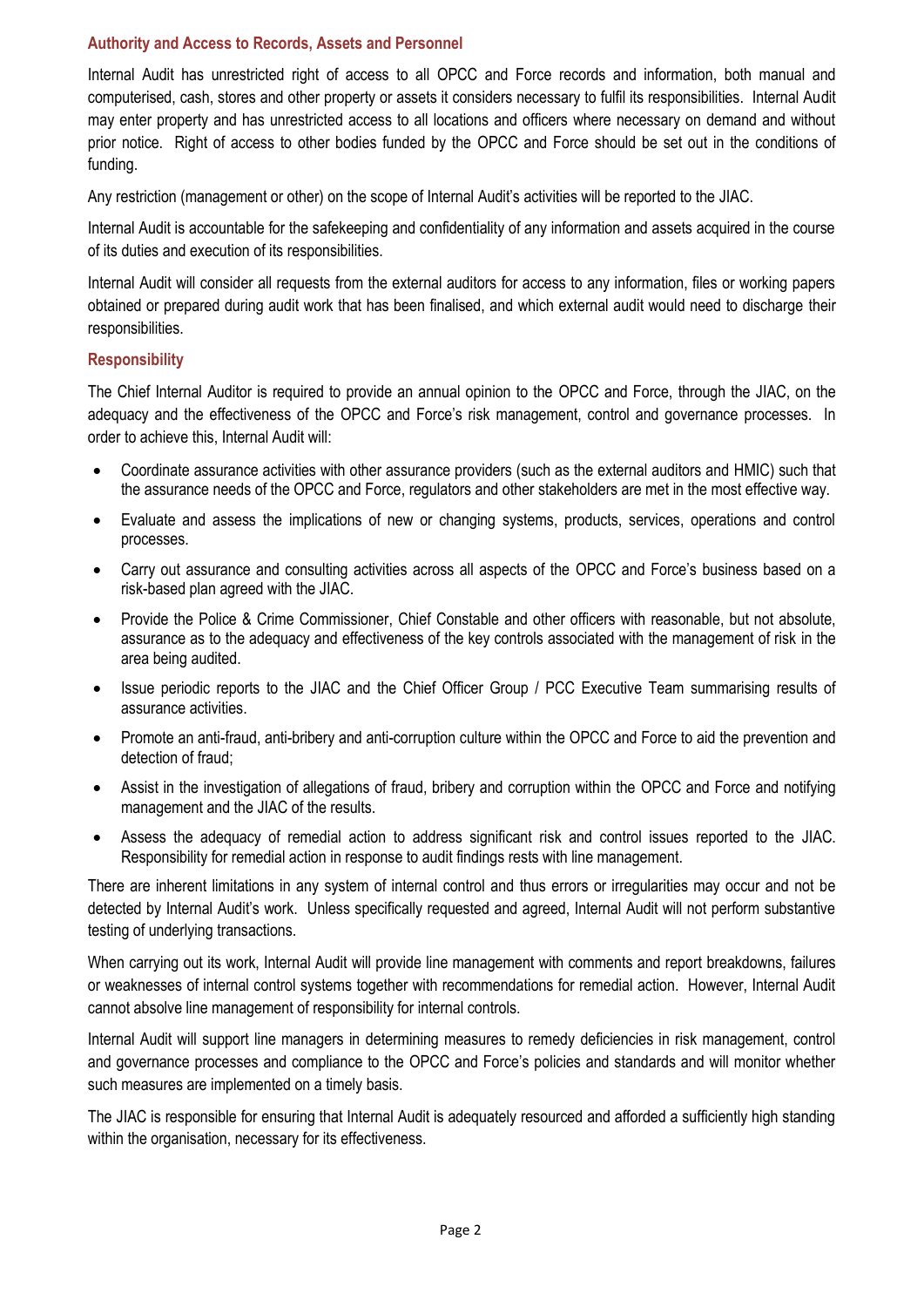### Authority and Access to Records, Assets and Personnel

Internal Audit has unrestricted right of access to all OPCC and Force records and information, both manual and computerised, cash, stores and other property or assets it considers necessary to fulfil its responsibilities. Internal Audit may enter property and has unrestricted access to all locations and officers where necessary on demand and without prior notice. Right of access to other bodies funded by the OPCC and Force should be set out in the conditions of funding.

Any restriction (management or other) on the scope of Internal Audit's activities will be reported to the JIAC.

Internal Audit is accountable for the safekeeping and confidentiality of any information and assets acquired in the course of its duties and execution of its responsibilities.

Internal Audit will consider all requests from the external auditors for access to any information, files or working papers obtained or prepared during audit work that has been finalised, and which external audit would need to discharge their responsibilities.

### Responsibility

The Chief Internal Auditor is required to provide an annual opinion to the OPCC and Force, through the JIAC, on the adequacy and the effectiveness of the OPCC and Force's risk management, control and governance processes. In order to achieve this, Internal Audit will:

- Coordinate assurance activities with other assurance providers (such as the external auditors and HMIC) such that the assurance needs of the OPCC and Force, regulators and other stakeholders are met in the most effective way.
- Evaluate and assess the implications of new or changing systems, products, services, operations and control processes.
- Carry out assurance and consulting activities across all aspects of the OPCC and Force's business based on a risk-based plan agreed with the JIAC.
- Provide the Police & Crime Commissioner, Chief Constable and other officers with reasonable, but not absolute, assurance as to the adequacy and effectiveness of the key controls associated with the management of risk in the area being audited.
- Issue periodic reports to the JIAC and the Chief Officer Group / PCC Executive Team summarising results of assurance activities.
- Promote an anti-fraud, anti-bribery and anti-corruption culture within the OPCC and Force to aid the prevention and detection of fraud;
- Assist in the investigation of allegations of fraud, bribery and corruption within the OPCC and Force and notifying management and the JIAC of the results.
- Assess the adequacy of remedial action to address significant risk and control issues reported to the JIAC. Responsibility for remedial action in response to audit findings rests with line management.

There are inherent limitations in any system of internal control and thus errors or irregularities may occur and not be detected by Internal Audit's work. Unless specifically requested and agreed, Internal Audit will not perform substantive testing of underlying transactions.

When carrying out its work, Internal Audit will provide line management with comments and report breakdowns, failures or weaknesses of internal control systems together with recommendations for remedial action. However, Internal Audit cannot absolve line management of responsibility for internal controls.

Internal Audit will support line managers in determining measures to remedy deficiencies in risk management, control and governance processes and compliance to the OPCC and Force's policies and standards and will monitor whether such measures are implemented on a timely basis.

The JIAC is responsible for ensuring that Internal Audit is adequately resourced and afforded a sufficiently high standing within the organisation, necessary for its effectiveness.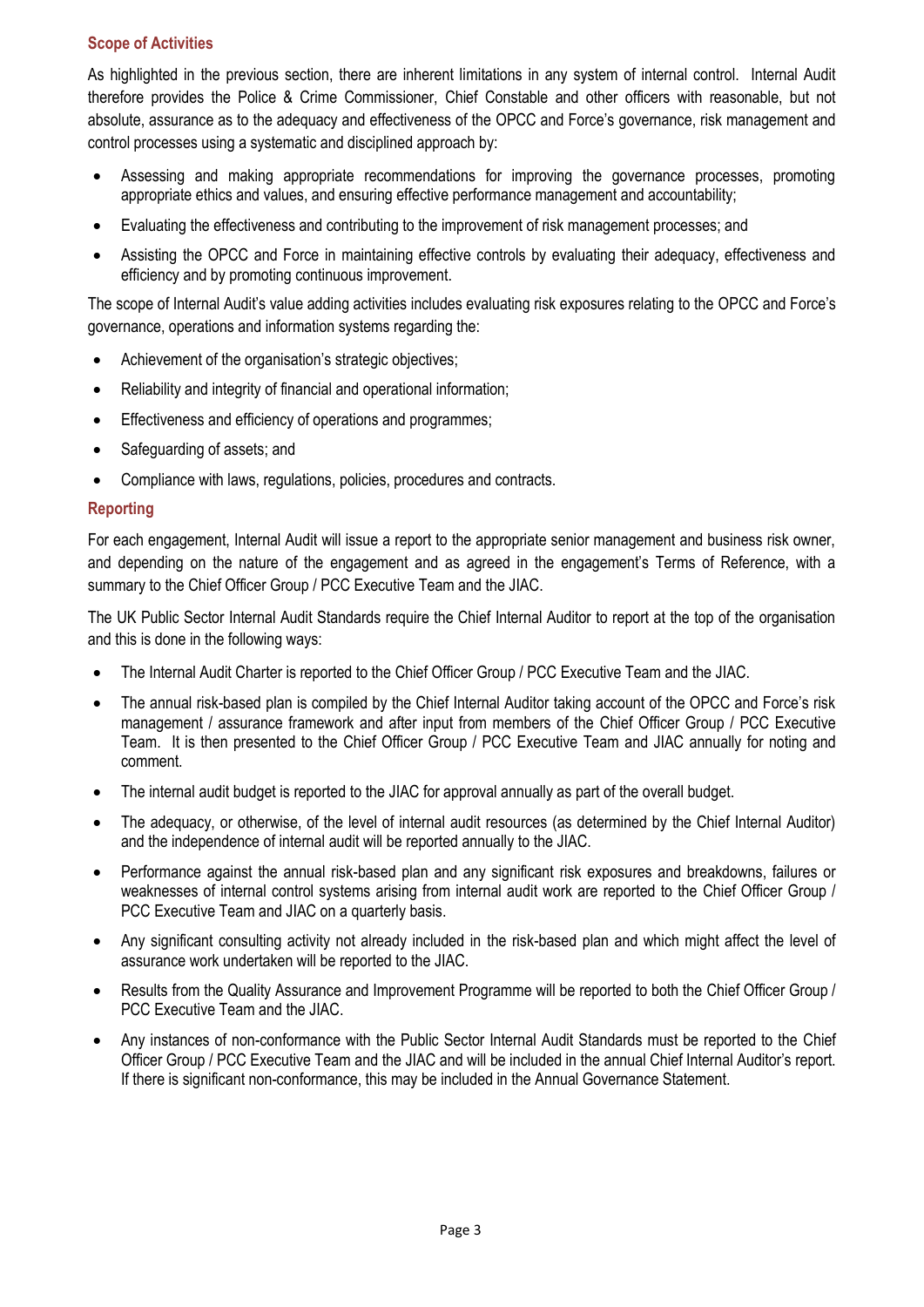## Scope of Activities

As highlighted in the previous section, there are inherent limitations in any system of internal control. Internal Audit therefore provides the Police & Crime Commissioner, Chief Constable and other officers with reasonable, but not absolute, assurance as to the adequacy and effectiveness of the OPCC and Force's governance, risk management and control processes using a systematic and disciplined approach by:

- Assessing and making appropriate recommendations for improving the governance processes, promoting appropriate ethics and values, and ensuring effective performance management and accountability;
- Evaluating the effectiveness and contributing to the improvement of risk management processes; and
- Assisting the OPCC and Force in maintaining effective controls by evaluating their adequacy, effectiveness and efficiency and by promoting continuous improvement.

The scope of Internal Audit's value adding activities includes evaluating risk exposures relating to the OPCC and Force's governance, operations and information systems regarding the:

- Achievement of the organisation's strategic objectives;
- Reliability and integrity of financial and operational information;
- Effectiveness and efficiency of operations and programmes;
- Safeguarding of assets; and
- Compliance with laws, regulations, policies, procedures and contracts.

## Reporting

For each engagement, Internal Audit will issue a report to the appropriate senior management and business risk owner, and depending on the nature of the engagement and as agreed in the engagement's Terms of Reference, with a summary to the Chief Officer Group / PCC Executive Team and the JIAC.

The UK Public Sector Internal Audit Standards require the Chief Internal Auditor to report at the top of the organisation and this is done in the following ways:

- The Internal Audit Charter is reported to the Chief Officer Group / PCC Executive Team and the JIAC.
- The annual risk-based plan is compiled by the Chief Internal Auditor taking account of the OPCC and Force's risk management / assurance framework and after input from members of the Chief Officer Group / PCC Executive Team. It is then presented to the Chief Officer Group / PCC Executive Team and JIAC annually for noting and comment.
- The internal audit budget is reported to the JIAC for approval annually as part of the overall budget.
- The adequacy, or otherwise, of the level of internal audit resources (as determined by the Chief Internal Auditor) and the independence of internal audit will be reported annually to the JIAC.
- Performance against the annual risk-based plan and any significant risk exposures and breakdowns, failures or weaknesses of internal control systems arising from internal audit work are reported to the Chief Officer Group / PCC Executive Team and JIAC on a quarterly basis.
- Any significant consulting activity not already included in the risk-based plan and which might affect the level of assurance work undertaken will be reported to the JIAC.
- Results from the Quality Assurance and Improvement Programme will be reported to both the Chief Officer Group / PCC Executive Team and the JIAC.
- Any instances of non-conformance with the Public Sector Internal Audit Standards must be reported to the Chief Officer Group / PCC Executive Team and the JIAC and will be included in the annual Chief Internal Auditor's report. If there is significant non-conformance, this may be included in the Annual Governance Statement.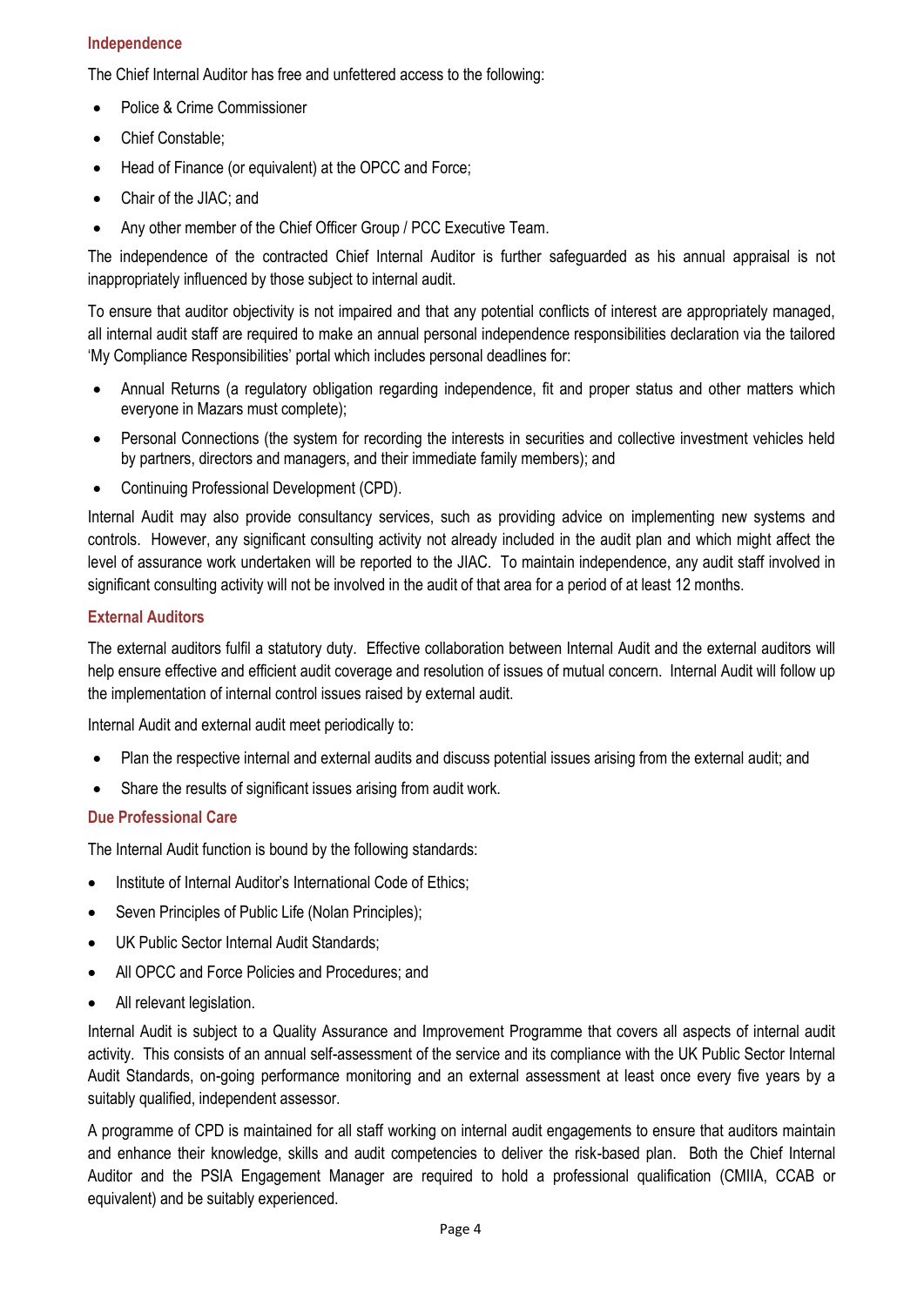### Independence

The Chief Internal Auditor has free and unfettered access to the following:

- Police & Crime Commissioner
- Chief Constable;
- Head of Finance (or equivalent) at the OPCC and Force;
- Chair of the JIAC; and
- Any other member of the Chief Officer Group / PCC Executive Team.

The independence of the contracted Chief Internal Auditor is further safeguarded as his annual appraisal is not inappropriately influenced by those subject to internal audit.

To ensure that auditor objectivity is not impaired and that any potential conflicts of interest are appropriately managed, all internal audit staff are required to make an annual personal independence responsibilities declaration via the tailored 'My Compliance Responsibilities' portal which includes personal deadlines for:

- Annual Returns (a regulatory obligation regarding independence, fit and proper status and other matters which everyone in Mazars must complete);
- Personal Connections (the system for recording the interests in securities and collective investment vehicles held by partners, directors and managers, and their immediate family members); and
- Continuing Professional Development (CPD).

Internal Audit may also provide consultancy services, such as providing advice on implementing new systems and controls. However, any significant consulting activity not already included in the audit plan and which might affect the level of assurance work undertaken will be reported to the JIAC. To maintain independence, any audit staff involved in significant consulting activity will not be involved in the audit of that area for a period of at least 12 months.

### External Auditors

The external auditors fulfil a statutory duty. Effective collaboration between Internal Audit and the external auditors will help ensure effective and efficient audit coverage and resolution of issues of mutual concern. Internal Audit will follow up the implementation of internal control issues raised by external audit.

Internal Audit and external audit meet periodically to:

- Plan the respective internal and external audits and discuss potential issues arising from the external audit; and
- Share the results of significant issues arising from audit work.

### Due Professional Care

The Internal Audit function is bound by the following standards:

- Institute of Internal Auditor's International Code of Ethics;
- Seven Principles of Public Life (Nolan Principles);
- UK Public Sector Internal Audit Standards;
- All OPCC and Force Policies and Procedures; and
- All relevant legislation.

Internal Audit is subject to a Quality Assurance and Improvement Programme that covers all aspects of internal audit activity. This consists of an annual self-assessment of the service and its compliance with the UK Public Sector Internal Audit Standards, on-going performance monitoring and an external assessment at least once every five years by a suitably qualified, independent assessor.

A programme of CPD is maintained for all staff working on internal audit engagements to ensure that auditors maintain and enhance their knowledge, skills and audit competencies to deliver the risk-based plan. Both the Chief Internal Auditor and the PSIA Engagement Manager are required to hold a professional qualification (CMIIA, CCAB or equivalent) and be suitably experienced.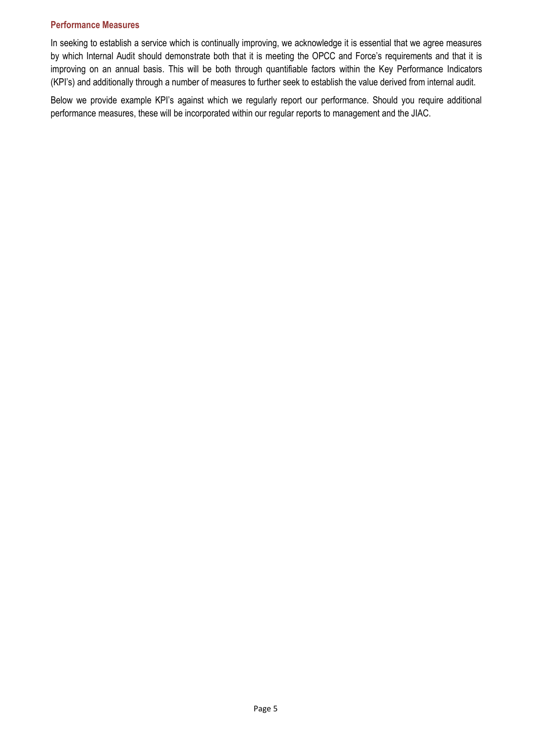### Performance Measures

In seeking to establish a service which is continually improving, we acknowledge it is essential that we agree measures by which Internal Audit should demonstrate both that it is meeting the OPCC and Force's requirements and that it is improving on an annual basis. This will be both through quantifiable factors within the Key Performance Indicators (KPI's) and additionally through a number of measures to further seek to establish the value derived from internal audit.

Below we provide example KPI's against which we regularly report our performance. Should you require additional performance measures, these will be incorporated within our regular reports to management and the JIAC.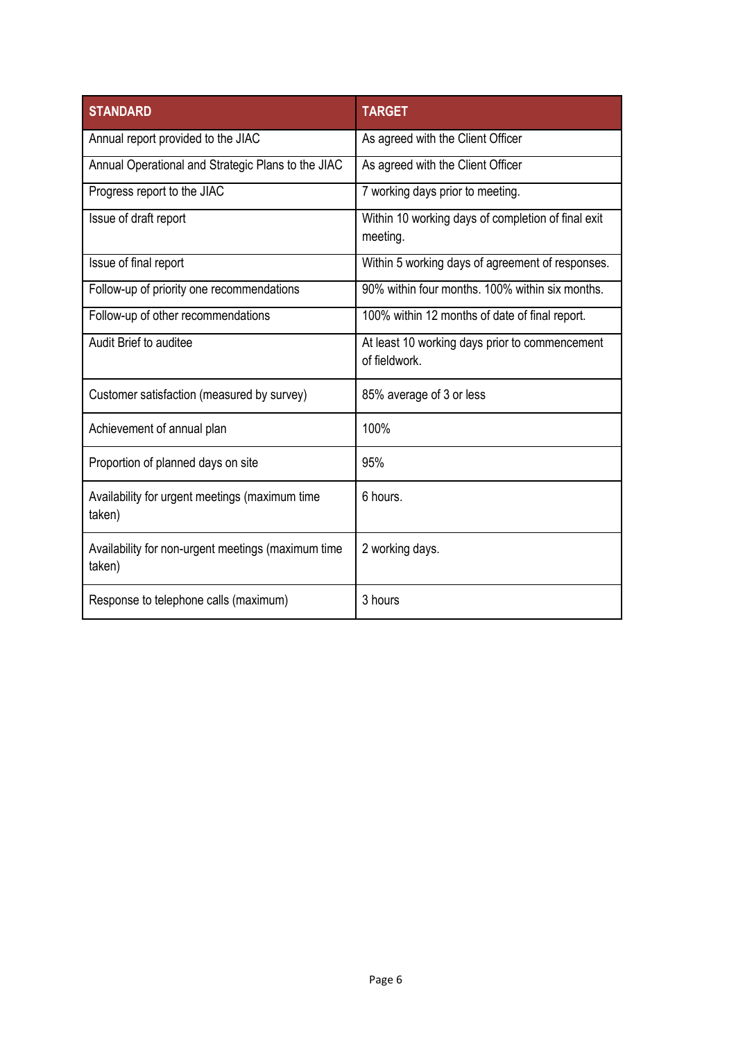| STANDARD | TARGET |
|---|---|
| Annual report provided to the JIAC | As agreed with the Client Officer |
| Annual Operational and Strategic Plans to the JIAC | As agreed with the Client Officer |
| Progress report to the JIAC | 7 working days prior to meeting. |
| Issue of draft report | Within 10 working days of completion of final exit meeting. |
| Issue of final report | Within 5 working days of agreement of responses. |
| Follow-up of priority one recommendations | 90% within four months. 100% within six months. |
| Follow-up of other recommendations | 100% within 12 months of date of final report. |
| Audit Brief to auditee | At least 10 working days prior to commencement of fieldwork. |
| Customer satisfaction (measured by survey) | 85% average of 3 or less |
| Achievement of annual plan | 100% |
| Proportion of planned days on site | 95% |
| Availability for urgent meetings (maximum time taken) | 6 hours. |
| Availability for non-urgent meetings (maximum time taken) | 2 working days. |
| Response to telephone calls (maximum) | 3 hours |